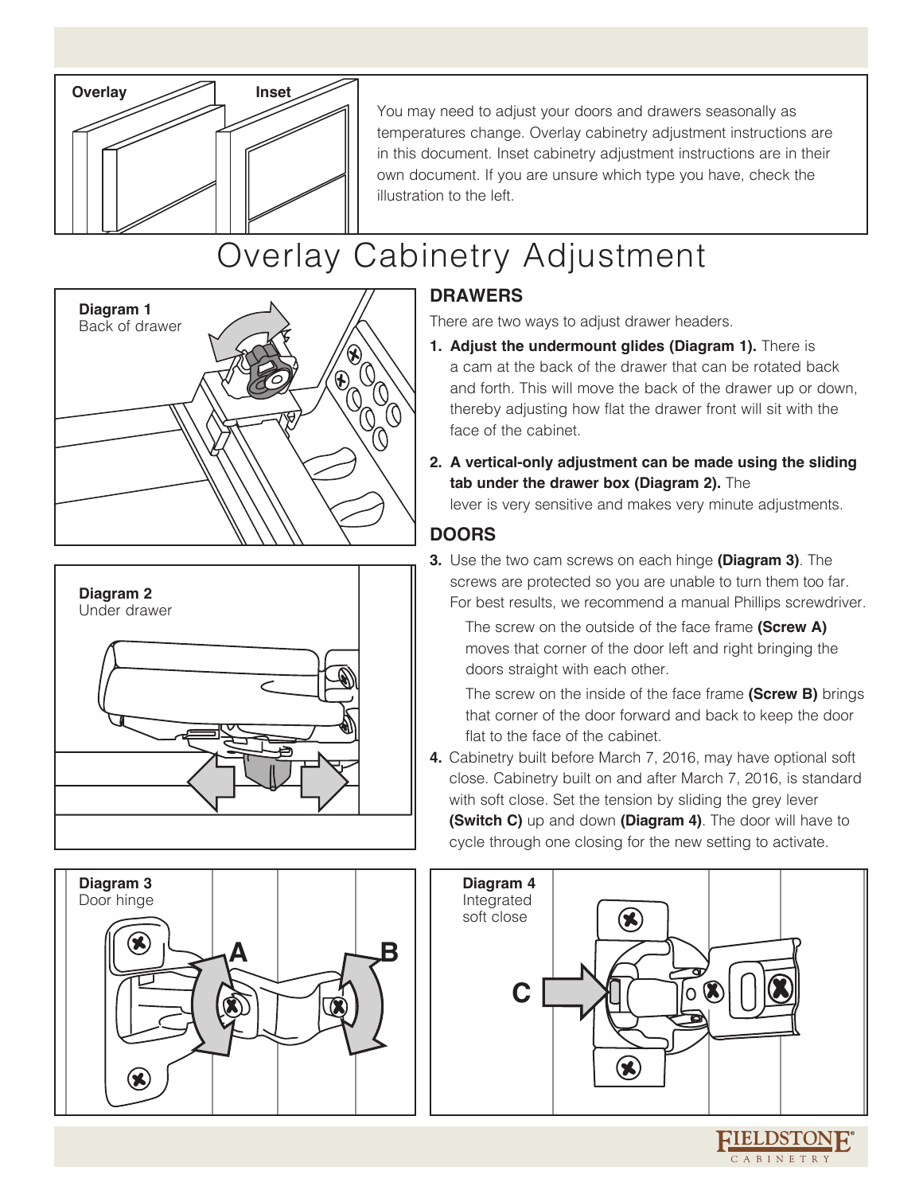Overlay

Inset

You may need to adjust your doors and drawers seasonally as temperatures change. Overlay cabinetry adjustment instructions are in this document. Inset cabinetry adjustment instructions are in their own document. If you are unsure which type you have, check the illustration to the left.

# Overlay Cabinetry Adjustment

**Diagram 1**
Back of drawer

## DRAWERS

There are two ways to adjust drawer headers.

1. **Adjust the undermount glides (Diagram 1).** There is a cam at the back of the drawer that can be rotated back and forth. This will move the back of the drawer up or down, thereby adjusting how flat the drawer front will sit with the face of the cabinet.
2. **A vertical-only adjustment can be made using the sliding tab under the drawer box (Diagram 2).** The lever is very sensitive and makes very minute adjustments.

**Diagram 2**
Under drawer

## DOORS

3. Use the two cam screws on each hinge **(Diagram 3)**. The screws are protected so you are unable to turn them too far. For best results, we recommend a manual Phillips screwdriver.

   The screw on the outside of the face frame **(Screw A)** moves that corner of the door left and right bringing the doors straight with each other.

   The screw on the inside of the face frame **(Screw B)** brings that corner of the door forward and back to keep the door flat to the face of the cabinet.

4. Cabinetry built before March 7, 2016, may have optional soft close. Cabinetry built on and after March 7, 2016, is standard with soft close. Set the tension by sliding the grey lever **(Switch C)** up and down **(Diagram 4)**. The door will have to cycle through one closing for the new setting to activate.

**Diagram 3**
Door hinge

A

B

**Diagram 4**
Integrated soft close

C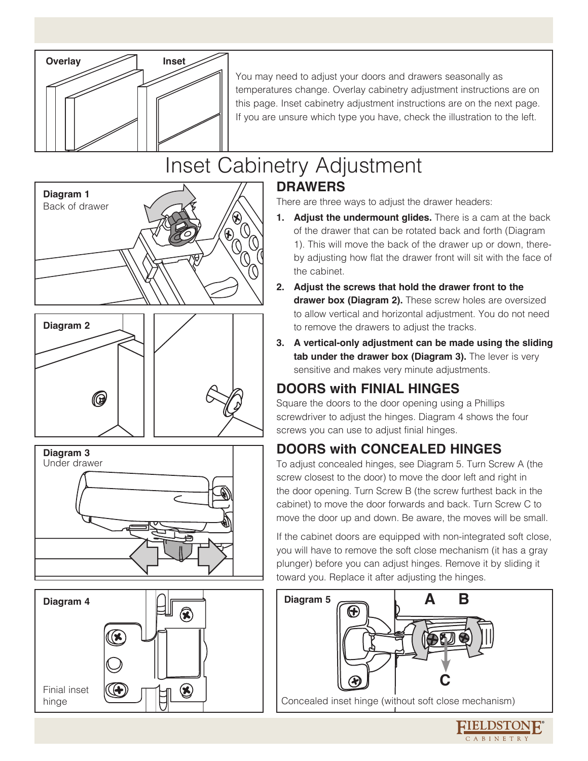Overlay

Inset

You may need to adjust your doors and drawers seasonally as temperatures change. Overlay cabinetry adjustment instructions are on this page. Inset cabinetry adjustment instructions are on the next page. If you are unsure which type you have, check the illustration to the left.

# Inset Cabinetry Adjustment

**Diagram 1**
Back of drawer

**Diagram 2**

**Diagram 3**
Under drawer

**Diagram 4**

Finial inset hinge

## DRAWERS

There are three ways to adjust the drawer headers:

1. **Adjust the undermount glides.** There is a cam at the back of the drawer that can be rotated back and forth (Diagram 1). This will move the back of the drawer up or down, thereby adjusting how flat the drawer front will sit with the face of the cabinet.
2. **Adjust the screws that hold the drawer front to the drawer box (Diagram 2).** These screw holes are oversized to allow vertical and horizontal adjustment. You do not need to remove the drawers to adjust the tracks.
3. **A vertical-only adjustment can be made using the sliding tab under the drawer box (Diagram 3).** The lever is very sensitive and makes very minute adjustments.

## DOORS with FINIAL HINGES

Square the doors to the door opening using a Phillips screwdriver to adjust the hinges. Diagram 4 shows the four screws you can use to adjust finial hinges.

## DOORS with CONCEALED HINGES

To adjust concealed hinges, see Diagram 5. Turn Screw A (the screw closest to the door) to move the door left and right in the door opening. Turn Screw B (the screw furthest back in the cabinet) to move the door forwards and back. Turn Screw C to move the door up and down. Be aware, the moves will be small.

If the cabinet doors are equipped with non-integrated soft close, you will have to remove the soft close mechanism (it has a gray plunger) before you can adjust hinges. Remove it by sliding it toward you. Replace it after adjusting the hinges.

**Diagram 5**

A B

C

Concealed inset hinge (without soft close mechanism)